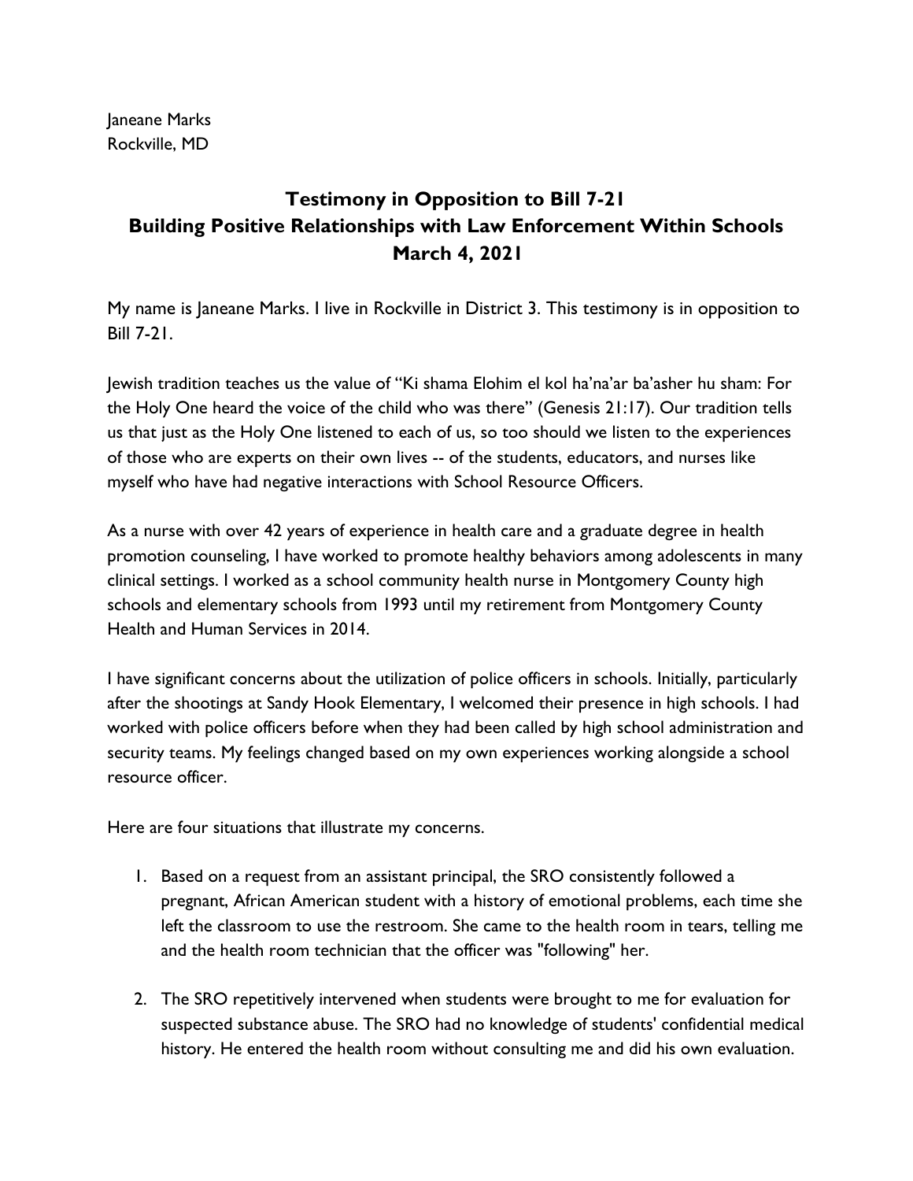Janeane Marks
Rockville, MD

# Testimony in Opposition to Bill 7-21
## Building Positive Relationships with Law Enforcement Within Schools
## March 4, 2021

My name is Janeane Marks. I live in Rockville in District 3. This testimony is in opposition to Bill 7-21.

Jewish tradition teaches us the value of "Ki shama Elohim el kol ha'na'ar ba'asher hu sham: For the Holy One heard the voice of the child who was there" (Genesis 21:17). Our tradition tells us that just as the Holy One listened to each of us, so too should we listen to the experiences of those who are experts on their own lives -- of the students, educators, and nurses like myself who have had negative interactions with School Resource Officers.

As a nurse with over 42 years of experience in health care and a graduate degree in health promotion counseling, I have worked to promote healthy behaviors among adolescents in many clinical settings. I worked as a school community health nurse in Montgomery County high schools and elementary schools from 1993 until my retirement from Montgomery County Health and Human Services in 2014.

I have significant concerns about the utilization of police officers in schools. Initially, particularly after the shootings at Sandy Hook Elementary, I welcomed their presence in high schools. I had worked with police officers before when they had been called by high school administration and security teams. My feelings changed based on my own experiences working alongside a school resource officer.

Here are four situations that illustrate my concerns.

1. Based on a request from an assistant principal, the SRO consistently followed a pregnant, African American student with a history of emotional problems, each time she left the classroom to use the restroom. She came to the health room in tears, telling me and the health room technician that the officer was "following" her.

2. The SRO repetitively intervened when students were brought to me for evaluation for suspected substance abuse. The SRO had no knowledge of students' confidential medical history. He entered the health room without consulting me and did his own evaluation.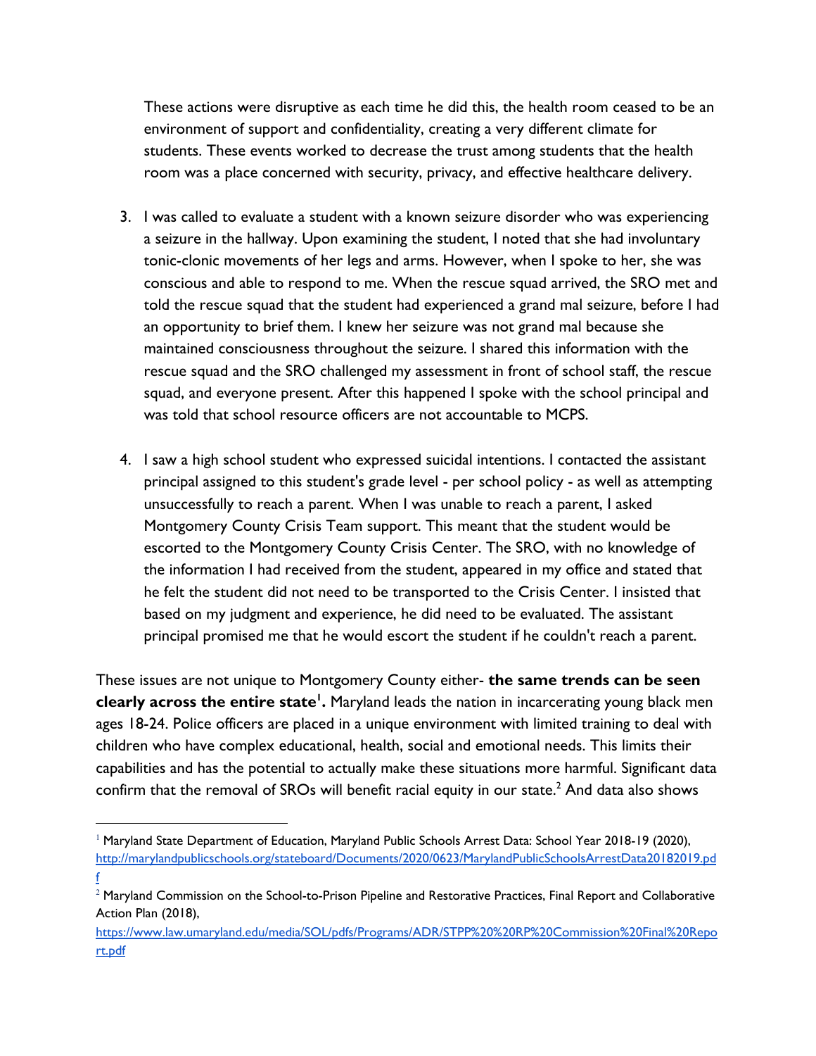These actions were disruptive as each time he did this, the health room ceased to be an environment of support and confidentiality, creating a very different climate for students. These events worked to decrease the trust among students that the health room was a place concerned with security, privacy, and effective healthcare delivery.

3. I was called to evaluate a student with a known seizure disorder who was experiencing a seizure in the hallway. Upon examining the student, I noted that she had involuntary tonic-clonic movements of her legs and arms. However, when I spoke to her, she was conscious and able to respond to me. When the rescue squad arrived, the SRO met and told the rescue squad that the student had experienced a grand mal seizure, before I had an opportunity to brief them. I knew her seizure was not grand mal because she maintained consciousness throughout the seizure. I shared this information with the rescue squad and the SRO challenged my assessment in front of school staff, the rescue squad, and everyone present. After this happened I spoke with the school principal and was told that school resource officers are not accountable to MCPS.

4. I saw a high school student who expressed suicidal intentions. I contacted the assistant principal assigned to this student's grade level - per school policy - as well as attempting unsuccessfully to reach a parent. When I was unable to reach a parent, I asked Montgomery County Crisis Team support. This meant that the student would be escorted to the Montgomery County Crisis Center. The SRO, with no knowledge of the information I had received from the student, appeared in my office and stated that he felt the student did not need to be transported to the Crisis Center. I insisted that based on my judgment and experience, he did need to be evaluated. The assistant principal promised me that he would escort the student if he couldn't reach a parent.

These issues are not unique to Montgomery County either- **the same trends can be seen clearly across the entire state[1].** Maryland leads the nation in incarcerating young black men ages 18-24. Police officers are placed in a unique environment with limited training to deal with children who have complex educational, health, social and emotional needs. This limits their capabilities and has the potential to actually make these situations more harmful. Significant data confirm that the removal of SROs will benefit racial equity in our state.[2] And data also shows

---

[1] Maryland State Department of Education, Maryland Public Schools Arrest Data: School Year 2018-19 (2020), http://marylandpublicschools.org/stateboard/Documents/2020/0623/MarylandPublicSchoolsArrestData20182019.pdf

[2] Maryland Commission on the School-to-Prison Pipeline and Restorative Practices, Final Report and Collaborative Action Plan (2018), https://www.law.umaryland.edu/media/SOL/pdfs/Programs/ADR/STPP%20%20RP%20Commission%20Final%20Report.pdf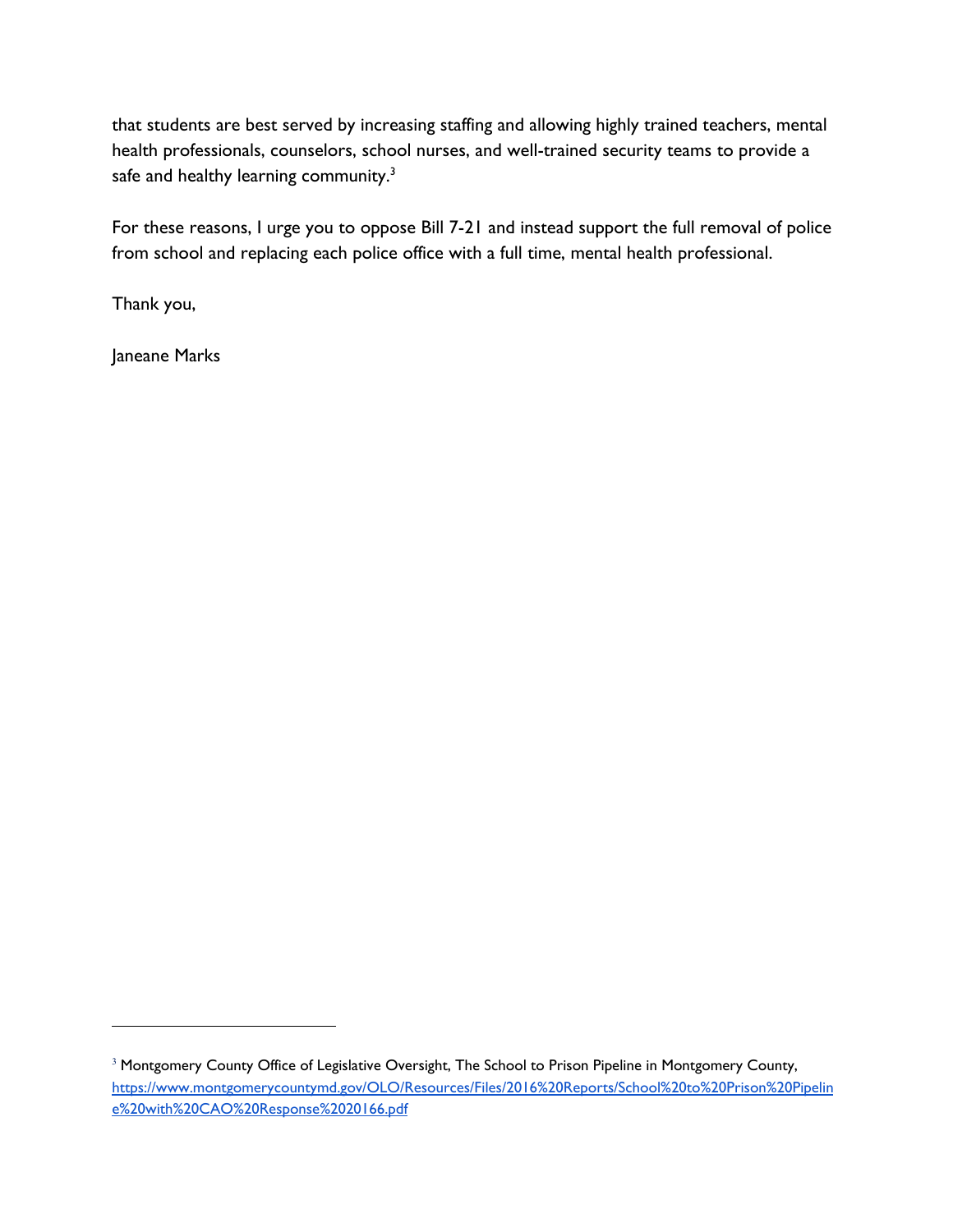that students are best served by increasing staffing and allowing highly trained teachers, mental health professionals, counselors, school nurses, and well-trained security teams to provide a safe and healthy learning community.[3]

For these reasons, I urge you to oppose Bill 7-21 and instead support the full removal of police from school and replacing each police office with a full time, mental health professional.

Thank you,

Janeane Marks

---

[3] Montgomery County Office of Legislative Oversight, The School to Prison Pipeline in Montgomery County, https://www.montgomerycountymd.gov/OLO/Resources/Files/2016%20Reports/School%20to%20Prison%20Pipeline%20with%20CAO%20Response%2020166.pdf